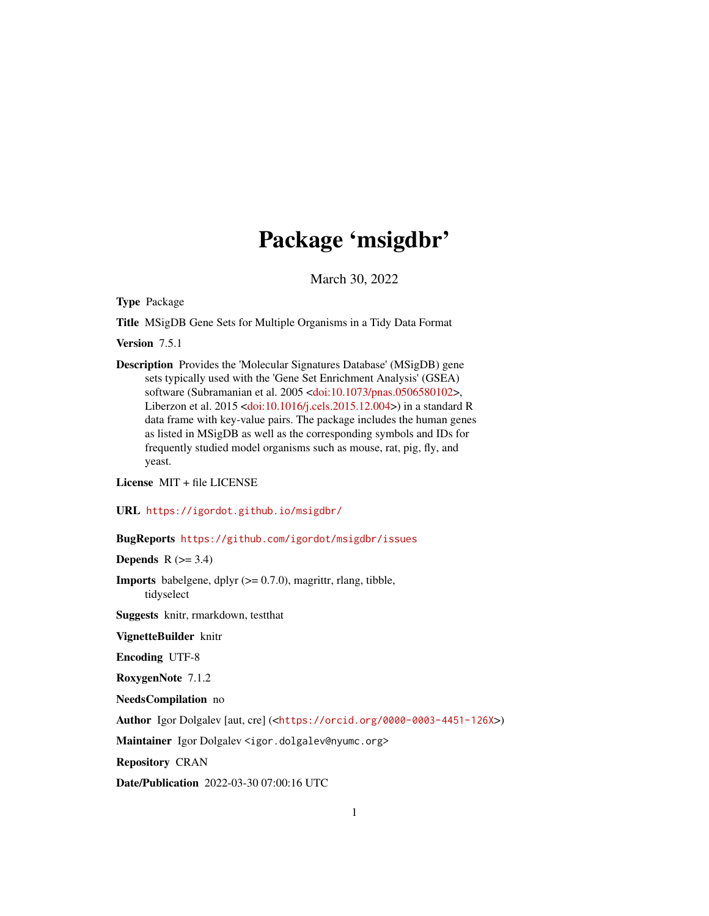# Package 'msigdbr'

March 30, 2022

**Type** Package

**Title** MSigDB Gene Sets for Multiple Organisms in a Tidy Data Format

**Version** 7.5.1

**Description** Provides the 'Molecular Signatures Database' (MSigDB) gene sets typically used with the 'Gene Set Enrichment Analysis' (GSEA) software (Subramanian et al. 2005 <doi:10.1073/pnas.0506580102>, Liberzon et al. 2015 <doi:10.1016/j.cels.2015.12.004>) in a standard R data frame with key-value pairs. The package includes the human genes as listed in MSigDB as well as the corresponding symbols and IDs for frequently studied model organisms such as mouse, rat, pig, fly, and yeast.

**License** MIT + file LICENSE

**URL** https://igordot.github.io/msigdbr/

**BugReports** https://github.com/igordot/msigdbr/issues

**Depends** R (>= 3.4)

**Imports** babelgene, dplyr (>= 0.7.0), magrittr, rlang, tibble, tidyselect

**Suggests** knitr, rmarkdown, testthat

**VignetteBuilder** knitr

**Encoding** UTF-8

**RoxygenNote** 7.1.2

**NeedsCompilation** no

**Author** Igor Dolgalev [aut, cre] (<https://orcid.org/0000-0003-4451-126X>)

**Maintainer** Igor Dolgalev <igor.dolgalev@nyumc.org>

**Repository** CRAN

**Date/Publication** 2022-03-30 07:00:16 UTC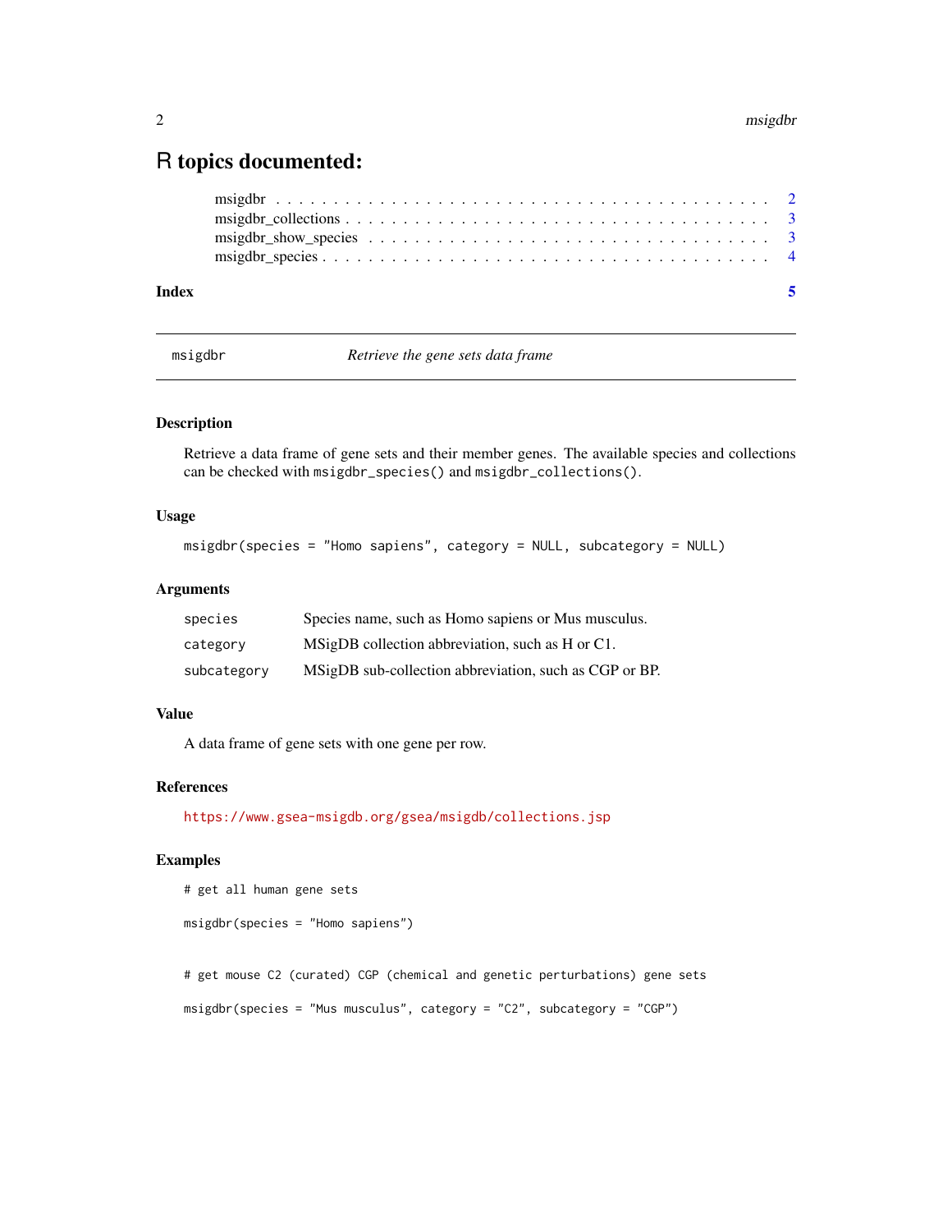# R topics documented:

msigdbr . . . . . . . . . . . . . . . . . . . . . . . . . . . . . . . . . . . . . . . . . 2
msigdbr_collections . . . . . . . . . . . . . . . . . . . . . . . . . . . . . . . . . . . 3
msigdbr_show_species . . . . . . . . . . . . . . . . . . . . . . . . . . . . . . . . . 3
msigdbr_species . . . . . . . . . . . . . . . . . . . . . . . . . . . . . . . . . . . . . 4

**Index** **5**

---

`msigdbr` *Retrieve the gene sets data frame*

---

### Description

Retrieve a data frame of gene sets and their member genes. The available species and collections can be checked with `msigdbr_species()` and `msigdbr_collections()`.

### Usage

```
msigdbr(species = "Homo sapiens", category = NULL, subcategory = NULL)
```

### Arguments

| | |
|---|---|
| `species` | Species name, such as Homo sapiens or Mus musculus. |
| `category` | MSigDB collection abbreviation, such as H or C1. |
| `subcategory` | MSigDB sub-collection abbreviation, such as CGP or BP. |

### Value

A data frame of gene sets with one gene per row.

### References

https://www.gsea-msigdb.org/gsea/msigdb/collections.jsp

### Examples

```
# get all human gene sets

msigdbr(species = "Homo sapiens")


# get mouse C2 (curated) CGP (chemical and genetic perturbations) gene sets

msigdbr(species = "Mus musculus", category = "C2", subcategory = "CGP")
```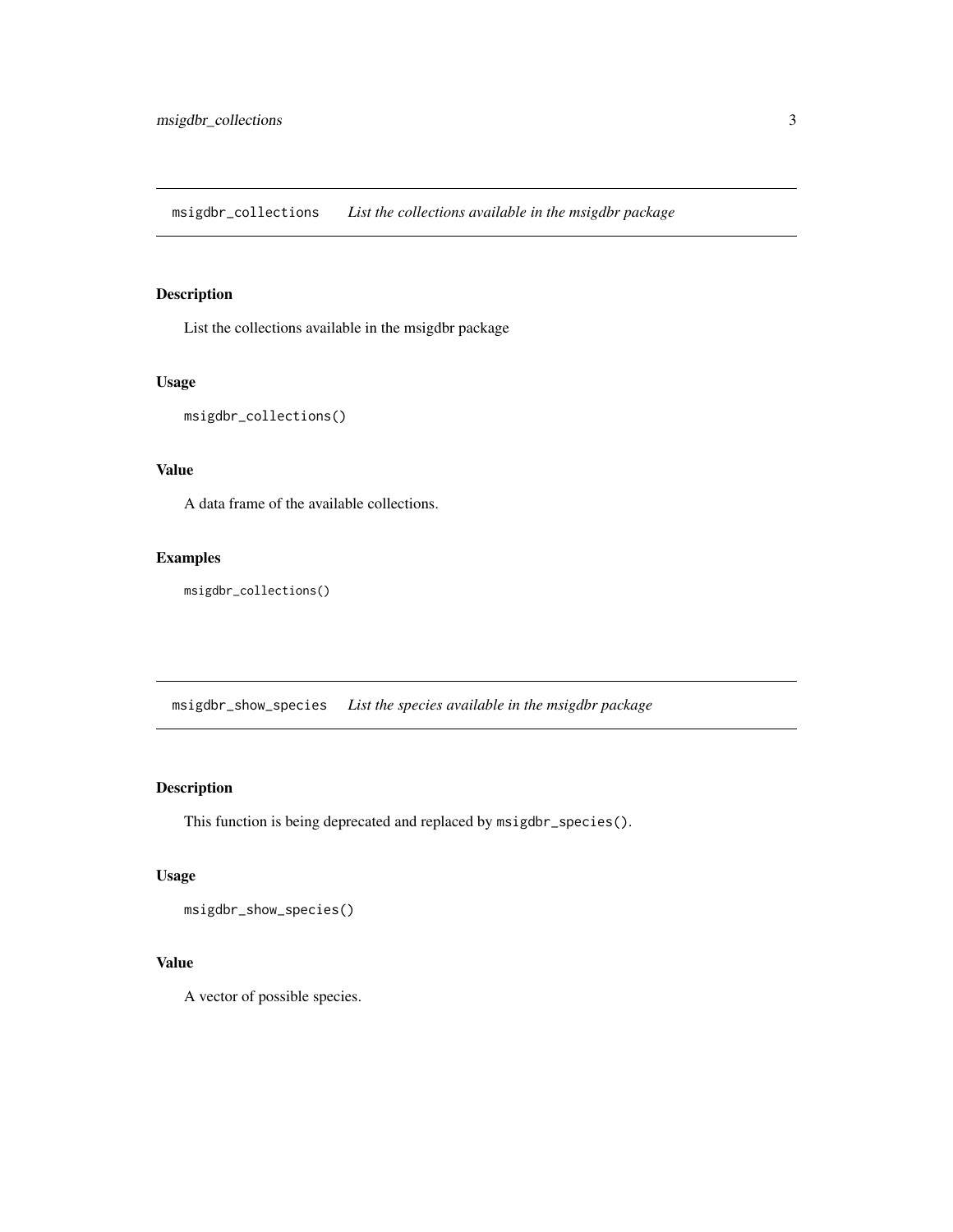## `msigdbr_collections` *List the collections available in the msigdbr package*

### Description

List the collections available in the msigdbr package

### Usage

```
msigdbr_collections()
```

### Value

A data frame of the available collections.

### Examples

```
msigdbr_collections()
```

## `msigdbr_show_species` *List the species available in the msigdbr package*

### Description

This function is being deprecated and replaced by `msigdbr_species()`.

### Usage

```
msigdbr_show_species()
```

### Value

A vector of possible species.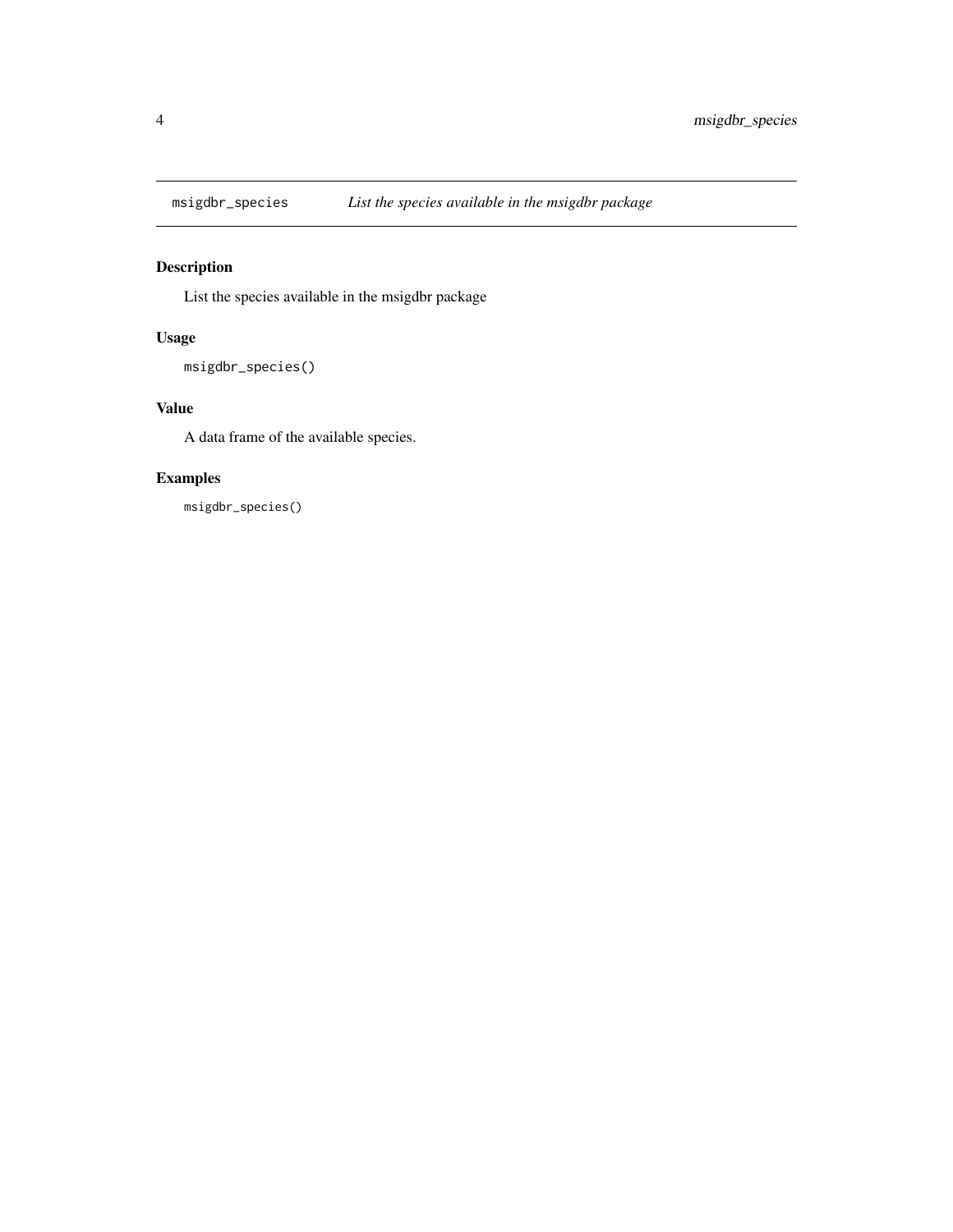## msigdbr_species *List the species available in the msigdbr package*

### Description

List the species available in the msigdbr package

### Usage

```
msigdbr_species()
```

### Value

A data frame of the available species.

### Examples

```
msigdbr_species()
```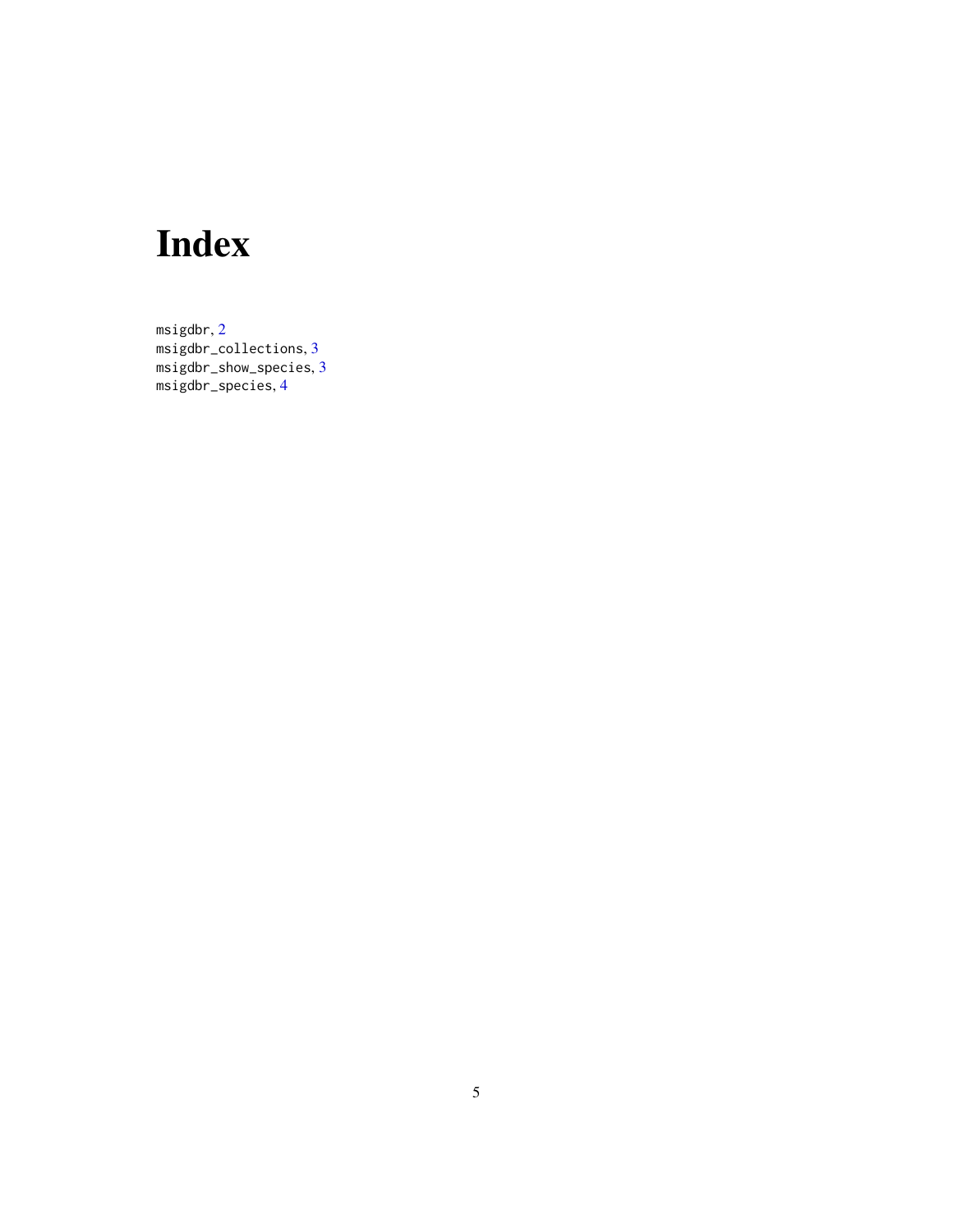# Index

msigdbr, 2
msigdbr_collections, 3
msigdbr_show_species, 3
msigdbr_species, 4